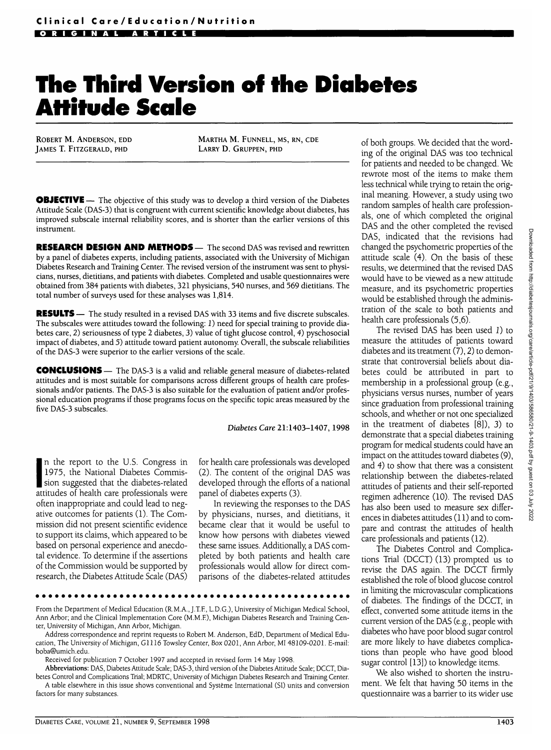Clinical Care/Education/Nutrition

ORIGINAL ARTICLE

# The Third Version of the Diabetes Attitude Scale

ROBERT M. ANDERSON, EDD
JAMES T. FITZGERALD, PHD
MARTHA M. FUNNELL, MS, RN, CDE
LARRY D. GRUPPEN, PHD

**OBJECTIVE** — The objective of this study was to develop a third version of the Diabetes Attitude Scale (DAS-3) that is congruent with current scientific knowledge about diabetes, has improved subscale internal reliability scores, and is shorter than the earlier versions of this instrument.

**RESEARCH DESIGN AND METHODS** — The second DAS was revised and rewritten by a panel of diabetes experts, including patients, associated with the University of Michigan Diabetes Research and Training Center. The revised version of the instrument was sent to physicians, nurses, dietitians, and patients with diabetes. Completed and usable questionnaires were obtained from 384 patients with diabetes, 321 physicians, 540 nurses, and 569 dietitians. The total number of surveys used for these analyses was 1,814.

**RESULTS** — The study resulted in a revised DAS with 33 items and five discrete subscales. The subscales were attitudes toward the following: 1) need for special training to provide diabetes care, 2) seriousness of type 2 diabetes, 3) value of tight glucose control, 4) pyschosocial impact of diabetes, and 5) attitude toward patient autonomy. Overall, the subscale reliabilities of the DAS-3 were superior to the earlier versions of the scale.

**CONCLUSIONS** — The DAS-3 is a valid and reliable general measure of diabetes-related attitudes and is most suitable for comparisons across different groups of health care professionals and/or patients. The DAS-3 is also suitable for the evaluation of patient and/or professional education programs if those programs focus on the specific topic areas measured by the five DAS-3 subscales.

*Diabetes Care* 21:1403–1407, 1998

In the report to the U.S. Congress in 1975, the National Diabetes Commission suggested that the diabetes-related attitudes of health care professionals were often inappropriate and could lead to negative outcomes for patients (1). The Commission did not present scientific evidence to support its claims, which appeared to be based on personal experience and anecdotal evidence. To determine if the assertions of the Commission would be supported by research, the Diabetes Attitude Scale (DAS) for health care professionals was developed (2). The content of the original DAS was developed through the efforts of a national panel of diabetes experts (3).

In reviewing the responses to the DAS by physicians, nurses, and dietitians, it became clear that it would be useful to know how persons with diabetes viewed these same issues. Additionally, a DAS completed by both patients and health care professionals would allow for direct comparisons of the diabetes-related attitudes of both groups. We decided that the wording of the original DAS was too technical for patients and needed to be changed. We rewrote most of the items to make them less technical while trying to retain the original meaning. However, a study using two random samples of health care professionals, one of which completed the original DAS and the other completed the revised DAS, indicated that the revisions had changed the psychometric properties of the attitude scale (4). On the basis of these results, we determined that the revised DAS would have to be viewed as a new attitude measure, and its psychometric properties would be established through the administration of the scale to both patients and health care professionals (5,6).

The revised DAS has been used 1) to measure the attitudes of patients toward diabetes and its treatment (7), 2) to demonstrate that controversial beliefs about diabetes could be attributed in part to membership in a professional group (e.g., physicians versus nurses, number of years since graduation from professional training schools, and whether or not one specialized in the treatment of diabetes [8]), 3) to demonstrate that a special diabetes training program for medical students could have an impact on the attitudes toward diabetes (9), and 4) to show that there was a consistent relationship between the diabetes-related attitudes of patients and their self-reported regimen adherence (10). The revised DAS has also been used to measure sex differences in diabetes attitudes (11) and to compare and contrast the attitudes of health care professionals and patients (12).

The Diabetes Control and Complications Trial (DCCT) (13) prompted us to revise the DAS again. The DCCT firmly established the role of blood glucose control in limiting the microvascular complications of diabetes. The findings of the DCCT, in effect, converted some attitude items in the current version of the DAS (e.g., people with diabetes who have poor blood sugar control are more likely to have diabetes complications than people who have good blood sugar control [13]) to knowledge items.

We also wished to shorten the instrument. We felt that having 50 items in the questionnaire was a barrier to its wider use

---

From the Department of Medical Education (R.M.A., J.T.F., L.D.G.), University of Michigan Medical School, Ann Arbor; and the Clinical Implementation Core (M.M.F.), Michigan Diabetes Research and Training Center, University of Michigan, Ann Arbor, Michigan.

Address correspondence and reprint requests to Robert M. Anderson, EdD, Department of Medical Education, The University of Michigan, G1116 Towsley Center, Box 0201, Ann Arbor, MI 48109-0201. E-mail: boba@umich.edu.

Received for publication 7 October 1997 and accepted in revised form 14 May 1998.

**Abbreviations:** DAS, Diabetes Attitude Scale; DAS-3, third version of the Diabetes Attitude Scale; DCCT, Diabetes Control and Complications Trial; MDRTC, University of Michigan Diabetes Research and Training Center.

A table elsewhere in this issue shows conventional and Système International (SI) units and conversion factors for many substances.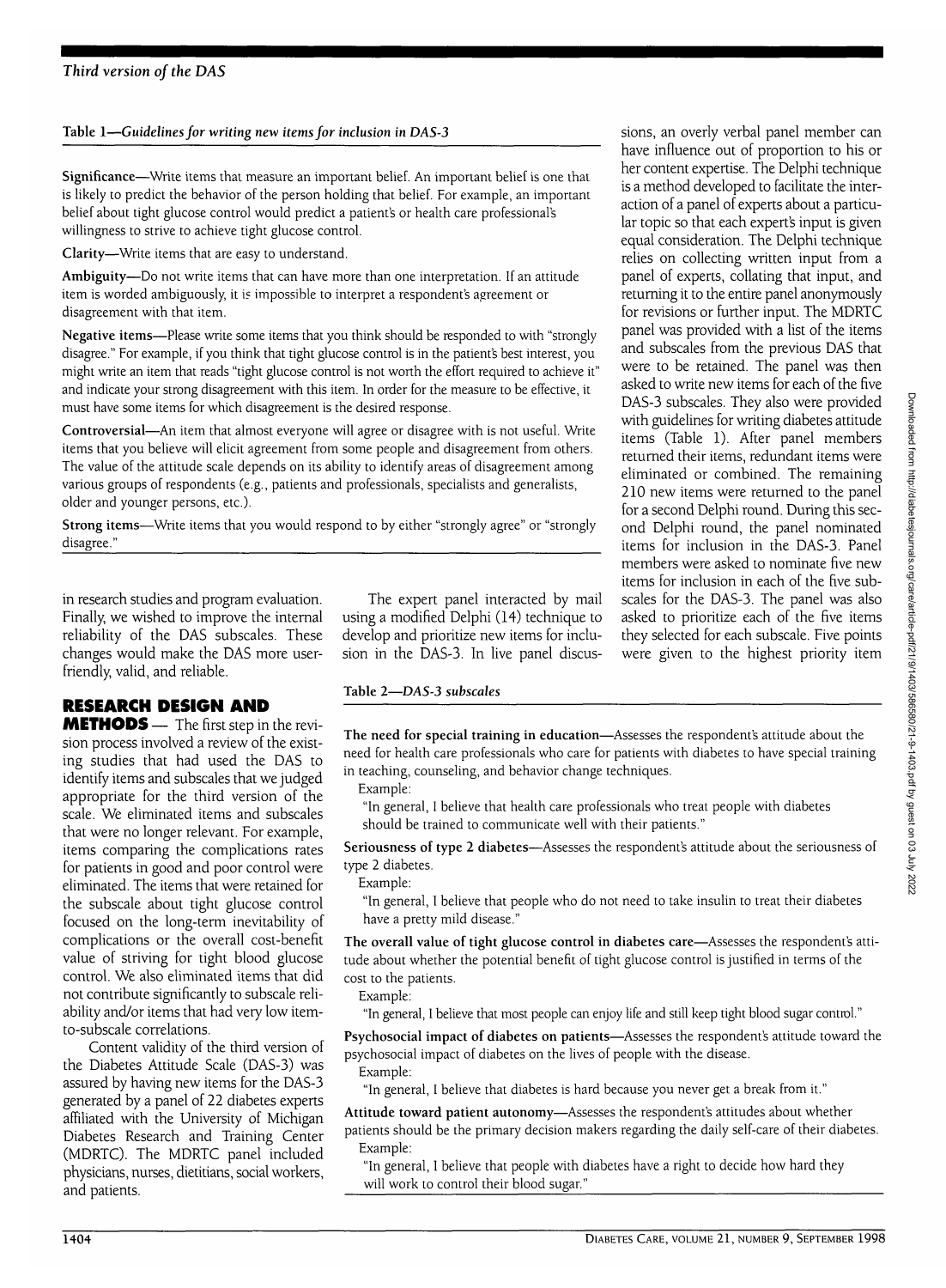**Table 1—Guidelines for writing new items for inclusion in DAS-3**

**Significance**—Write items that measure an important belief. An important belief is one that is likely to predict the behavior of the person holding that belief. For example, an important belief about tight glucose control would predict a patient's or health care professional's willingness to strive to achieve tight glucose control.

**Clarity**—Write items that are easy to understand.

**Ambiguity**—Do not write items that can have more than one interpretation. If an attitude item is worded ambiguously, it is impossible to interpret a respondent's agreement or disagreement with that item.

**Negative items**—Please write some items that you think should be responded to with "strongly disagree." For example, if you think that tight glucose control is in the patient's best interest, you might write an item that reads "tight glucose control is not worth the effort required to achieve it" and indicate your strong disagreement with this item. In order for the measure to be effective, it must have some items for which disagreement is the desired response.

**Controversial**—An item that almost everyone will agree or disagree with is not useful. Write items that you believe will elicit agreement from some people and disagreement from others. The value of the attitude scale depends on its ability to identify areas of disagreement among various groups of respondents (e.g., patients and professionals, specialists and generalists, older and younger persons, etc.).

**Strong items**—Write items that you would respond to by either "strongly agree" or "strongly disagree."

in research studies and program evaluation. Finally, we wished to improve the internal reliability of the DAS subscales. These changes would make the DAS more user-friendly, valid, and reliable.

## RESEARCH DESIGN AND METHODS

The first step in the revision process involved a review of the existing studies that had used the DAS to identify items and subscales that we judged appropriate for the third version of the scale. We eliminated items and subscales that were no longer relevant. For example, items comparing the complications rates for patients in good and poor control were eliminated. The items that were retained for the subscale about tight glucose control focused on the long-term inevitability of complications or the overall cost-benefit value of striving for tight blood glucose control. We also eliminated items that did not contribute significantly to subscale reliability and/or items that had very low item-to-subscale correlations.

Content validity of the third version of the Diabetes Attitude Scale (DAS-3) was assured by having new items for the DAS-3 generated by a panel of 22 diabetes experts affiliated with the University of Michigan Diabetes Research and Training Center (MDRTC). The MDRTC panel included physicians, nurses, dietitians, social workers, and patients.

The expert panel interacted by mail using a modified Delphi (14) technique to develop and prioritize new items for inclusion in the DAS-3. In live panel discussions, an overly verbal panel member can have influence out of proportion to his or her content expertise. The Delphi technique is a method developed to facilitate the interaction of a panel of experts about a particular topic so that each expert's input is given equal consideration. The Delphi technique relies on collecting written input from a panel of experts, collating that input, and returning it to the entire panel anonymously for revisions or further input. The MDRTC panel was provided with a list of the items and subscales from the previous DAS that were to be retained. The panel was then asked to write new items for each of the five DAS-3 subscales. They also were provided with guidelines for writing diabetes attitude items (Table 1). After panel members returned their items, redundant items were eliminated or combined. The remaining 210 new items were returned to the panel for a second Delphi round. During this second Delphi round, the panel nominated items for inclusion in the DAS-3. Panel members were asked to nominate five new items for inclusion in each of the five subscales for the DAS-3. The panel was also asked to prioritize each of the five items they selected for each subscale. Five points were given to the highest priority item

**Table 2—DAS-3 subscales**

**The need for special training in education**—Assesses the respondent's attitude about the need for health care professionals who care for patients with diabetes to have special training in teaching, counseling, and behavior change techniques.
Example:
"In general, I believe that health care professionals who treat people with diabetes should be trained to communicate well with their patients."

**Seriousness of type 2 diabetes**—Assesses the respondent's attitude about the seriousness of type 2 diabetes.
Example:
"In general, I believe that people who do not need to take insulin to treat their diabetes have a pretty mild disease."

**The overall value of tight glucose control in diabetes care**—Assesses the respondent's attitude about whether the potential benefit of tight glucose control is justified in terms of the cost to the patients.
Example:
"In general, I believe that most people can enjoy life and still keep tight blood sugar control."

**Psychosocial impact of diabetes on patients**—Assesses the respondent's attitude toward the psychosocial impact of diabetes on the lives of people with the disease.
Example:
"In general, I believe that diabetes is hard because you never get a break from it."

**Attitude toward patient autonomy**—Assesses the respondent's attitudes about whether patients should be the primary decision makers regarding the daily self-care of their diabetes.
Example:
"In general, I believe that people with diabetes have a right to decide how hard they will work to control their blood sugar."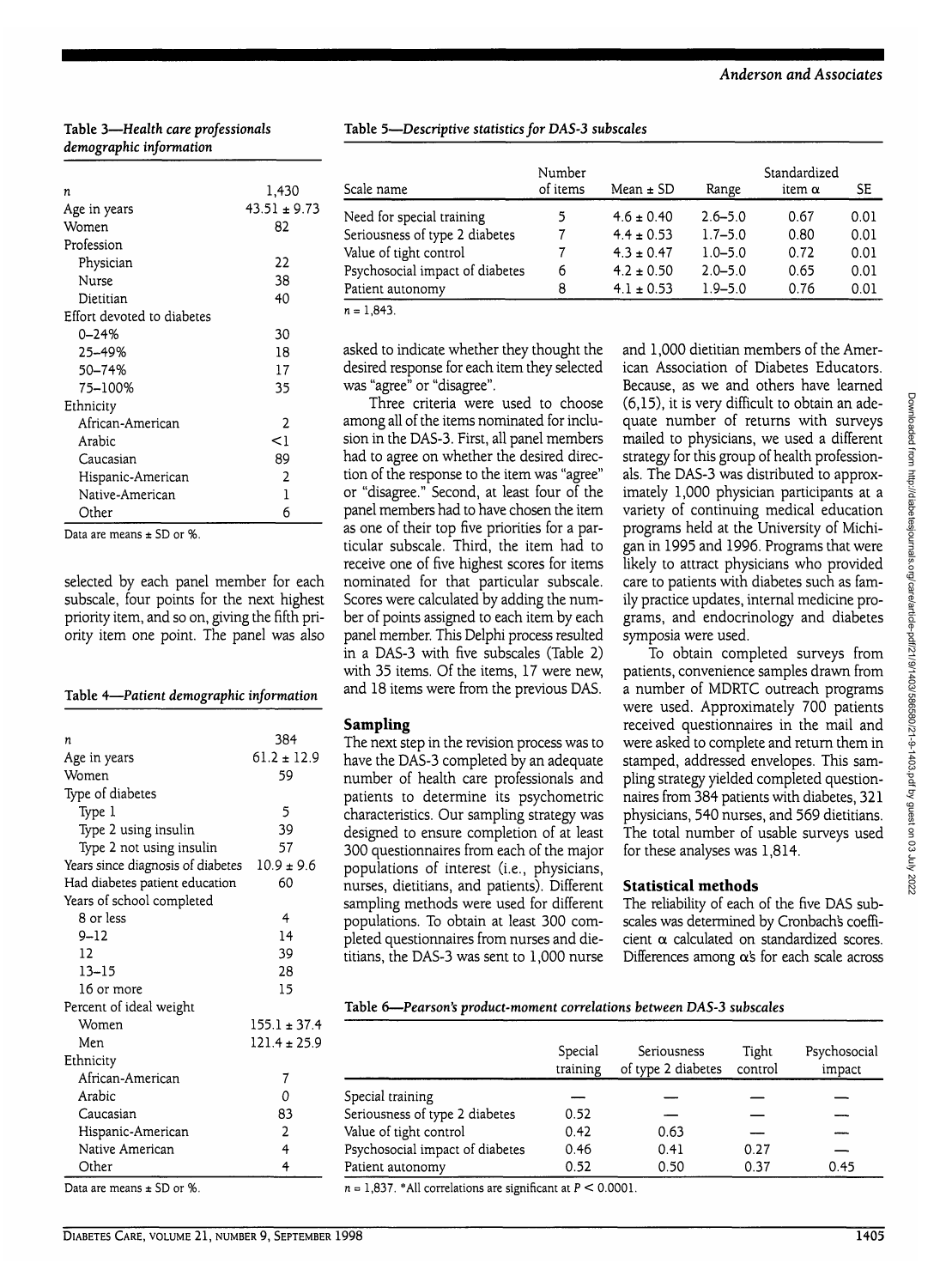**Table 3—*Health care professionals demographic information***

| | |
|---|---|
| *n* | 1,430 |
| Age in years | 43.51 ± 9.73 |
| Women | 82 |
| Profession | |
| Physician | 22 |
| Nurse | 38 |
| Dietitian | 40 |
| Effort devoted to diabetes | |
| 0–24% | 30 |
| 25–49% | 18 |
| 50–74% | 17 |
| 75–100% | 35 |
| Ethnicity | |
| African-American | 2 |
| Arabic | <1 |
| Caucasian | 89 |
| Hispanic-American | 2 |
| Native-American | 1 |
| Other | 6 |

Data are means ± SD or %.

selected by each panel member for each subscale, four points for the next highest priority item, and so on, giving the fifth priority item one point. The panel was also asked to indicate whether they thought the desired response for each item they selected was "agree" or "disagree".

Three criteria were used to choose among all of the items nominated for inclusion in the DAS-3. First, all panel members had to agree on whether the desired direction of the response to the item was "agree" or "disagree." Second, at least four of the panel members had to have chosen the item as one of their top five priorities for a particular subscale. Third, the item had to receive one of five highest scores for items nominated for that particular subscale. Scores were calculated by adding the number of points assigned to each item by each panel member. This Delphi process resulted in a DAS-3 with five subscales (Table 2) with 35 items. Of the items, 17 were new, and 18 items were from the previous DAS.

**Table 4—*Patient demographic information***

| | |
|---|---|
| *n* | 384 |
| Age in years | 61.2 ± 12.9 |
| Women | 59 |
| Type of diabetes | |
| Type 1 | 5 |
| Type 2 using insulin | 39 |
| Type 2 not using insulin | 57 |
| Years since diagnosis of diabetes | 10.9 ± 9.6 |
| Had diabetes patient education | 60 |
| Years of school completed | |
| 8 or less | 4 |
| 9–12 | 14 |
| 12 | 39 |
| 13–15 | 28 |
| 16 or more | 15 |
| Percent of ideal weight | |
| Women | 155.1 ± 37.4 |
| Men | 121.4 ± 25.9 |
| Ethnicity | |
| African-American | 7 |
| Arabic | 0 |
| Caucasian | 83 |
| Hispanic-American | 2 |
| Native American | 4 |
| Other | 4 |

Data are means ± SD or %.

### Sampling

The next step in the revision process was to have the DAS-3 completed by an adequate number of health care professionals and patients to determine its psychometric characteristics. Our sampling strategy was designed to ensure completion of at least 300 questionnaires from each of the major populations of interest (i.e., physicians, nurses, dietitians, and patients). Different sampling methods were used for different populations. To obtain at least 300 completed questionnaires from nurses and dietitians, the DAS-3 was sent to 1,000 nurse and 1,000 dietitian members of the American Association of Diabetes Educators. Because, as we and others have learned (6,15), it is very difficult to obtain an adequate number of returns with surveys mailed to physicians, we used a different strategy for this group of health professionals. The DAS-3 was distributed to approximately 1,000 physician participants at a variety of continuing medical education programs held at the University of Michigan in 1995 and 1996. Programs that were likely to attract physicians who provided care to patients with diabetes such as family practice updates, internal medicine programs, and endocrinology and diabetes symposia were used.

To obtain completed surveys from patients, convenience samples drawn from a number of MDRTC outreach programs were used. Approximately 700 patients received questionnaires in the mail and were asked to complete and return them in stamped, addressed envelopes. This sampling strategy yielded completed questionnaires from 384 patients with diabetes, 321 physicians, 540 nurses, and 569 dietitians. The total number of usable surveys used for these analyses was 1,814.

**Table 5—*Descriptive statistics for DAS-3 subscales***

| Scale name | Number of items | Mean ± SD | Range | Standardized item α | SE |
|---|---|---|---|---|---|
| Need for special training | 5 | 4.6 ± 0.40 | 2.6–5.0 | 0.67 | 0.01 |
| Seriousness of type 2 diabetes | 7 | 4.4 ± 0.53 | 1.7–5.0 | 0.80 | 0.01 |
| Value of tight control | 7 | 4.3 ± 0.47 | 1.0–5.0 | 0.72 | 0.01 |
| Psychosocial impact of diabetes | 6 | 4.2 ± 0.50 | 2.0–5.0 | 0.65 | 0.01 |
| Patient autonomy | 8 | 4.1 ± 0.53 | 1.9–5.0 | 0.76 | 0.01 |

*n* = 1,843.

### Statistical methods

The reliability of each of the five DAS subscales was determined by Cronbach's coefficient α calculated on standardized scores. Differences among α's for each scale across

**Table 6—*Pearson's product-moment correlations between DAS-3 subscales***

| | Special training | Seriousness of type 2 diabetes | Tight control | Psychosocial impact |
|---|---|---|---|---|
| Special training | — | — | — | — |
| Seriousness of type 2 diabetes | 0.52 | — | — | — |
| Value of tight control | 0.42 | 0.63 | — | — |
| Psychosocial impact of diabetes | 0.46 | 0.41 | 0.27 | — |
| Patient autonomy | 0.52 | 0.50 | 0.37 | 0.45 |

*n* = 1,837. *All correlations are significant at $P < 0.0001$.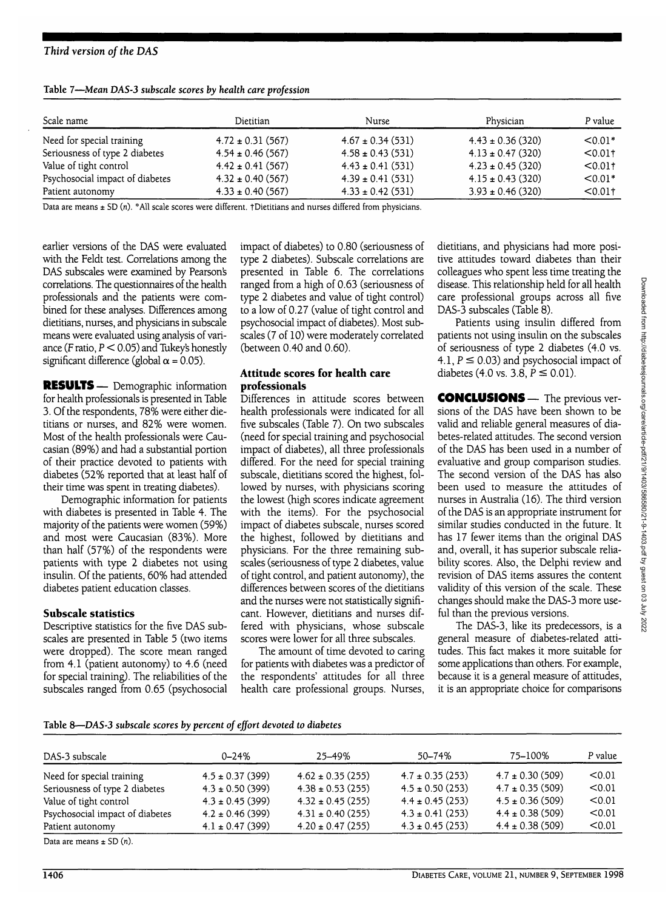**Table 7—Mean DAS-3 subscale scores by health care profession**

| Scale name | Dietitian | Nurse | Physician | P value |
|---|---|---|---|---|
| Need for special training | 4.72 ± 0.31 (567) | 4.67 ± 0.34 (531) | 4.43 ± 0.36 (320) | <0.01* |
| Seriousness of type 2 diabetes | 4.54 ± 0.46 (567) | 4.58 ± 0.43 (531) | 4.13 ± 0.47 (320) | <0.01† |
| Value of tight control | 4.42 ± 0.41 (567) | 4.43 ± 0.41 (531) | 4.23 ± 0.45 (320) | <0.01† |
| Psychosocial impact of diabetes | 4.32 ± 0.40 (567) | 4.39 ± 0.41 (531) | 4.15 ± 0.43 (320) | <0.01* |
| Patient autonomy | 4.33 ± 0.40 (567) | 4.33 ± 0.42 (531) | 3.93 ± 0.46 (320) | <0.01† |

Data are means ± SD (n). *All scale scores were different. †Dietitians and nurses differed from physicians.

earlier versions of the DAS were evaluated with the Feldt test. Correlations among the DAS subscales were examined by Pearson's correlations. The questionnaires of the health professionals and the patients were combined for these analyses. Differences among dietitians, nurses, and physicians in subscale means were evaluated using analysis of variance (F ratio, $P < 0.05$) and Tukey's honestly significant difference (global $\alpha = 0.05$).

**RESULTS** — Demographic information for health professionals is presented in Table 3. Of the respondents, 78% were either dietitians or nurses, and 82% were women. Most of the health professionals were Caucasian (89%) and had a substantial portion of their practice devoted to patients with diabetes (52% reported that at least half of their time was spent in treating diabetes).

Demographic information for patients with diabetes is presented in Table 4. The majority of the patients were women (59%) and most were Caucasian (83%). More than half (57%) of the respondents were patients with type 2 diabetes not using insulin. Of the patients, 60% had attended diabetes patient education classes.

### Subscale statistics

Descriptive statistics for the five DAS subscales are presented in Table 5 (two items were dropped). The score mean ranged from 4.1 (patient autonomy) to 4.6 (need for special training). The reliabilities of the subscales ranged from 0.65 (psychosocial impact of diabetes) to 0.80 (seriousness of type 2 diabetes). Subscale correlations are presented in Table 6. The correlations ranged from a high of 0.63 (seriousness of type 2 diabetes and value of tight control) to a low of 0.27 (value of tight control and psychosocial impact of diabetes). Most subscales (7 of 10) were moderately correlated (between 0.40 and 0.60).

### Attitude scores for health care professionals

Differences in attitude scores between health professionals were indicated for all five subscales (Table 7). On two subscales (need for special training and psychosocial impact of diabetes), all three professionals differed. For the need for special training subscale, dietitians scored the highest, followed by nurses, with physicians scoring the lowest (high scores indicate agreement with the items). For the psychosocial impact of diabetes subscale, nurses scored the highest, followed by dietitians and physicians. For the three remaining subscales (seriousness of type 2 diabetes, value of tight control, and patient autonomy), the differences between scores of the dietitians and the nurses were not statistically significant. However, dietitians and nurses differed with physicians, whose subscale scores were lower for all three subscales.

The amount of time devoted to caring for patients with diabetes was a predictor of the respondents' attitudes for all three health care professional groups. Nurses, dietitians, and physicians had more positive attitudes toward diabetes than their colleagues who spent less time treating the disease. This relationship held for all health care professional groups across all five DAS-3 subscales (Table 8).

Patients using insulin differed from patients not using insulin on the subscales of seriousness of type 2 diabetes (4.0 vs. 4.1, $P \leq 0.03$) and psychosocial impact of diabetes (4.0 vs. 3.8, $P \leq 0.01$).

**CONCLUSIONS** — The previous versions of the DAS have been shown to be valid and reliable general measures of diabetes-related attitudes. The second version of the DAS has been used in a number of evaluative and group comparison studies. The second version of the DAS has also been used to measure the attitudes of nurses in Australia (16). The third version of the DAS is an appropriate instrument for similar studies conducted in the future. It has 17 fewer items than the original DAS and, overall, it has superior subscale reliability scores. Also, the Delphi review and revision of DAS items assures the content validity of this version of the scale. These changes should make the DAS-3 more useful than the previous versions.

The DAS-3, like its predecessors, is a general measure of diabetes-related attitudes. This fact makes it more suitable for some applications than others. For example, because it is a general measure of attitudes, it is an appropriate choice for comparisons

**Table 8—DAS-3 subscale scores by percent of effort devoted to diabetes**

| DAS-3 subscale | 0–24% | 25–49% | 50–74% | 75–100% | P value |
|---|---|---|---|---|---|
| Need for special training | 4.5 ± 0.37 (399) | 4.62 ± 0.35 (255) | 4.7 ± 0.35 (253) | 4.7 ± 0.30 (509) | <0.01 |
| Seriousness of type 2 diabetes | 4.3 ± 0.50 (399) | 4.38 ± 0.53 (255) | 4.5 ± 0.50 (253) | 4.7 ± 0.35 (509) | <0.01 |
| Value of tight control | 4.3 ± 0.45 (399) | 4.32 ± 0.45 (255) | 4.4 ± 0.45 (253) | 4.5 ± 0.36 (509) | <0.01 |
| Psychosocial impact of diabetes | 4.2 ± 0.46 (399) | 4.31 ± 0.40 (255) | 4.3 ± 0.41 (253) | 4.4 ± 0.38 (509) | <0.01 |
| Patient autonomy | 4.1 ± 0.47 (399) | 4.20 ± 0.47 (255) | 4.3 ± 0.45 (253) | 4.4 ± 0.38 (509) | <0.01 |

Data are means ± SD (n).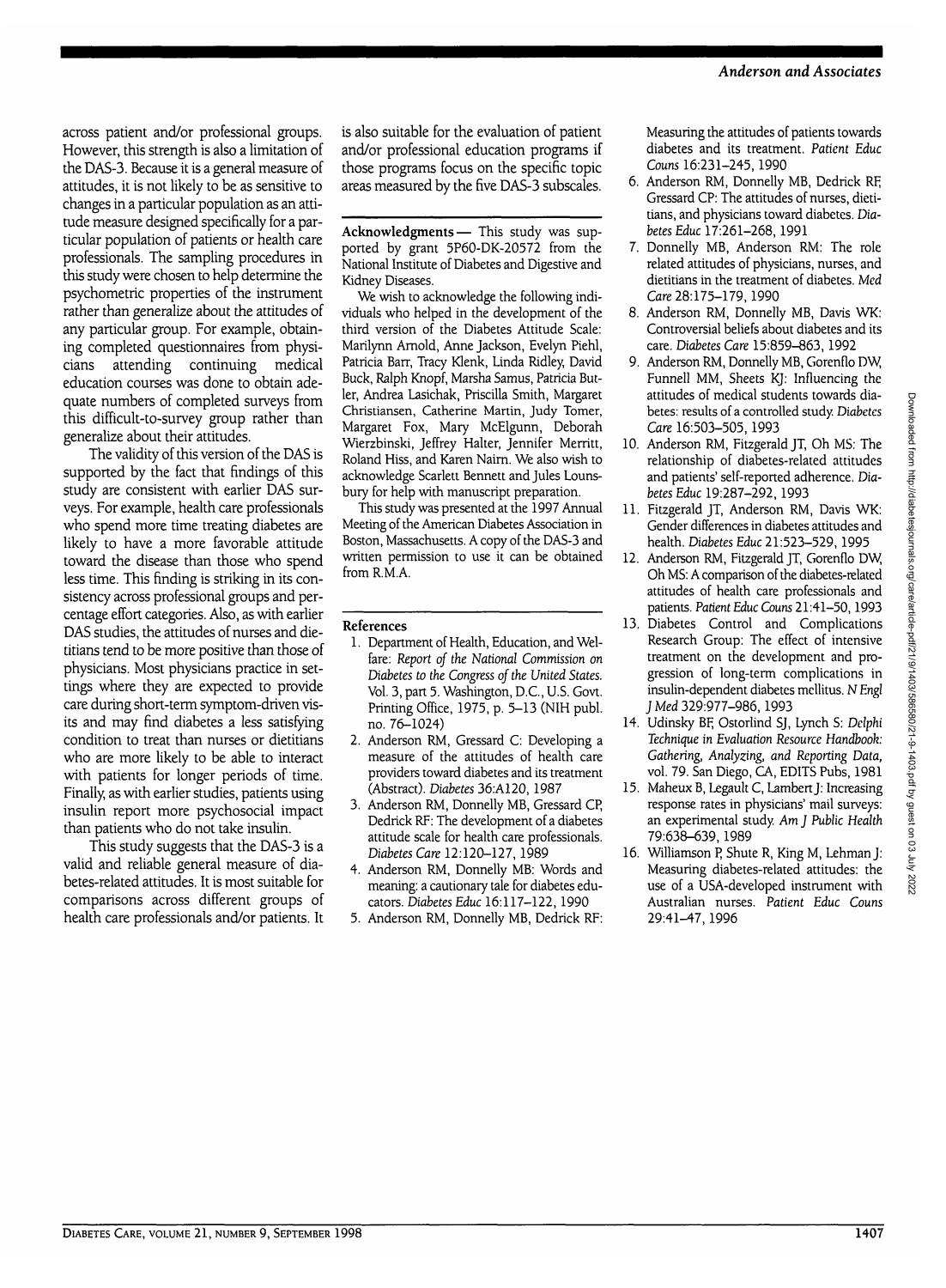across patient and/or professional groups. However, this strength is also a limitation of the DAS-3. Because it is a general measure of attitudes, it is not likely to be as sensitive to changes in a particular population as an attitude measure designed specifically for a particular population of patients or health care professionals. The sampling procedures in this study were chosen to help determine the psychometric properties of the instrument rather than generalize about the attitudes of any particular group. For example, obtaining completed questionnaires from physicians attending continuing medical education courses was done to obtain adequate numbers of completed surveys from this difficult-to-survey group rather than generalize about their attitudes.

The validity of this version of the DAS is supported by the fact that findings of this study are consistent with earlier DAS surveys. For example, health care professionals who spend more time treating diabetes are likely to have a more favorable attitude toward the disease than those who spend less time. This finding is striking in its consistency across professional groups and percentage effort categories. Also, as with earlier DAS studies, the attitudes of nurses and dietitians tend to be more positive than those of physicians. Most physicians practice in settings where they are expected to provide care during short-term symptom-driven visits and may find diabetes a less satisfying condition to treat than nurses or dietitians who are more likely to be able to interact with patients for longer periods of time. Finally, as with earlier studies, patients using insulin report more psychosocial impact than patients who do not take insulin.

This study suggests that the DAS-3 is a valid and reliable general measure of diabetes-related attitudes. It is most suitable for comparisons across different groups of health care professionals and/or patients. It is also suitable for the evaluation of patient and/or professional education programs if those programs focus on the specific topic areas measured by the five DAS-3 subscales.

**Acknowledgments** — This study was supported by grant 5P60-DK-20572 from the National Institute of Diabetes and Digestive and Kidney Diseases.

We wish to acknowledge the following individuals who helped in the development of the third version of the Diabetes Attitude Scale: Marilynn Arnold, Anne Jackson, Evelyn Piehl, Patricia Barr, Tracy Klenk, Linda Ridley, David Buck, Ralph Knopf, Marsha Samus, Patricia Butler, Andrea Lasichak, Priscilla Smith, Margaret Christiansen, Catherine Martin, Judy Tomer, Margaret Fox, Mary McElgunn, Deborah Wierzbinski, Jeffrey Halter, Jennifer Merritt, Roland Hiss, and Karen Nairn. We also wish to acknowledge Scarlett Bennett and Jules Lounsbury for help with manuscript preparation.

This study was presented at the 1997 Annual Meeting of the American Diabetes Association in Boston, Massachusetts. A copy of the DAS-3 and written permission to use it can be obtained from R.M.A.

## References

1. Department of Health, Education, and Welfare: *Report of the National Commission on Diabetes to the Congress of the United States.* Vol. 3, part 5. Washington, D.C., U.S. Govt. Printing Office, 1975, p. 5–13 (NIH publ. no. 76–1024)
2. Anderson RM, Gressard C: Developing a measure of the attitudes of health care providers toward diabetes and its treatment (Abstract). *Diabetes* 36:A120, 1987
3. Anderson RM, Donnelly MB, Gressard CP, Dedrick RF: The development of a diabetes attitude scale for health care professionals. *Diabetes Care* 12:120–127, 1989
4. Anderson RM, Donnelly MB: Words and meaning: a cautionary tale for diabetes educators. *Diabetes Educ* 16:117–122, 1990
5. Anderson RM, Donnelly MB, Dedrick RF: Measuring the attitudes of patients towards diabetes and its treatment. *Patient Educ Couns* 16:231–245, 1990
6. Anderson RM, Donnelly MB, Dedrick RF, Gressard CP: The attitudes of nurses, dietitians, and physicians toward diabetes. *Diabetes Educ* 17:261–268, 1991
7. Donnelly MB, Anderson RM: The role related attitudes of physicians, nurses, and dietitians in the treatment of diabetes. *Med Care* 28:175–179, 1990
8. Anderson RM, Donnelly MB, Davis WK: Controversial beliefs about diabetes and its care. *Diabetes Care* 15:859–863, 1992
9. Anderson RM, Donnelly MB, Gorenflo DW, Funnell MM, Sheets KJ: Influencing the attitudes of medical students towards diabetes: results of a controlled study. *Diabetes Care* 16:503–505, 1993
10. Anderson RM, Fitzgerald JT, Oh MS: The relationship of diabetes-related attitudes and patients' self-reported adherence. *Diabetes Educ* 19:287–292, 1993
11. Fitzgerald JT, Anderson RM, Davis WK: Gender differences in diabetes attitudes and health. *Diabetes Educ* 21:523–529, 1995
12. Anderson RM, Fitzgerald JT, Gorenflo DW, Oh MS: A comparison of the diabetes-related attitudes of health care professionals and patients. *Patient Educ Couns* 21:41–50, 1993
13. Diabetes Control and Complications Research Group: The effect of intensive treatment on the development and progression of long-term complications in insulin-dependent diabetes mellitus. *N Engl J Med* 329:977–986, 1993
14. Udinsky BF, Ostorlind SJ, Lynch S: *Delphi Technique in Evaluation Resource Handbook: Gathering, Analyzing, and Reporting Data,* vol. 79. San Diego, CA, EDITS Pubs, 1981
15. Maheux B, Legault C, Lambert J: Increasing response rates in physicians' mail surveys: an experimental study. *Am J Public Health* 79:638–639, 1989
16. Williamson P, Shute R, King M, Lehman J: Measuring diabetes-related attitudes: the use of a USA-developed instrument with Australian nurses. *Patient Educ Couns* 29:41–47, 1996